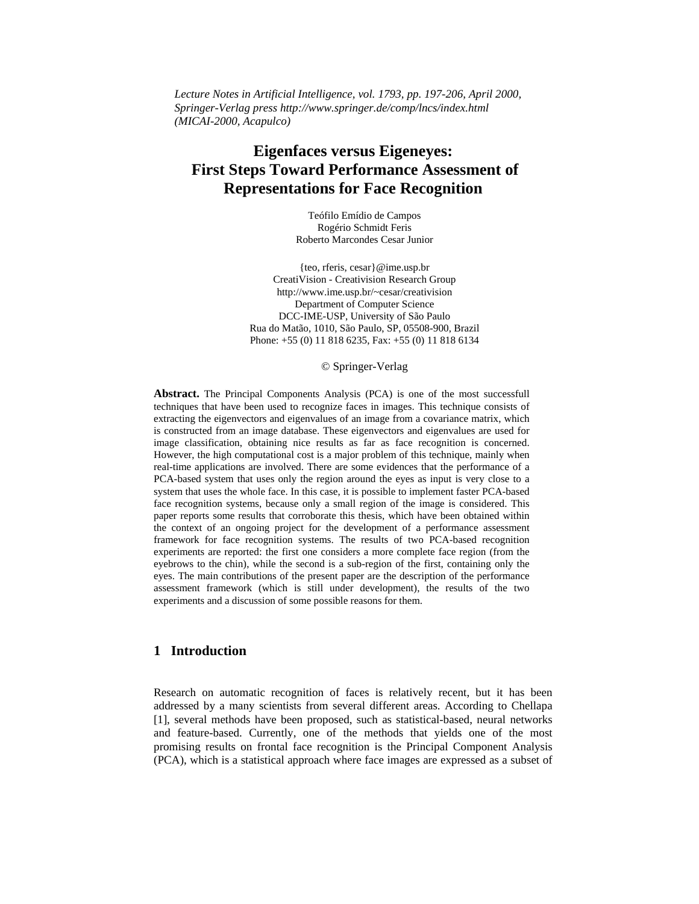*Lecture Notes in Artificial Intelligence, vol. 1793, pp. 197-206, April 2000, Springer-Verlag press http://www.springer.de/comp/lncs/index.html (MICAI-2000, Acapulco)*

# Eigenfaces versus Eigeneyes: First Steps Toward Performance Assessment of Representations for Face Recognition

Teófilo Emídio de Campos
Rogério Schmidt Feris
Roberto Marcondes Cesar Junior

{teo, rferis, cesar}@ime.usp.br
CreatiVision - Creativision Research Group
http://www.ime.usp.br/~cesar/creativision
Department of Computer Science
DCC-IME-USP, University of São Paulo
Rua do Matão, 1010, São Paulo, SP, 05508-900, Brazil
Phone: +55 (0) 11 818 6235, Fax: +55 (0) 11 818 6134

© Springer-Verlag

**Abstract.** The Principal Components Analysis (PCA) is one of the most successfull techniques that have been used to recognize faces in images. This technique consists of extracting the eigenvectors and eigenvalues of an image from a covariance matrix, which is constructed from an image database. These eigenvectors and eigenvalues are used for image classification, obtaining nice results as far as face recognition is concerned. However, the high computational cost is a major problem of this technique, mainly when real-time applications are involved. There are some evidences that the performance of a PCA-based system that uses only the region around the eyes as input is very close to a system that uses the whole face. In this case, it is possible to implement faster PCA-based face recognition systems, because only a small region of the image is considered. This paper reports some results that corroborate this thesis, which have been obtained within the context of an ongoing project for the development of a performance assessment framework for face recognition systems. The results of two PCA-based recognition experiments are reported: the first one considers a more complete face region (from the eyebrows to the chin), while the second is a sub-region of the first, containing only the eyes. The main contributions of the present paper are the description of the performance assessment framework (which is still under development), the results of the two experiments and a discussion of some possible reasons for them.

## 1 Introduction

Research on automatic recognition of faces is relatively recent, but it has been addressed by a many scientists from several different areas. According to Chellapa [1], several methods have been proposed, such as statistical-based, neural networks and feature-based. Currently, one of the methods that yields one of the most promising results on frontal face recognition is the Principal Component Analysis (PCA), which is a statistical approach where face images are expressed as a subset of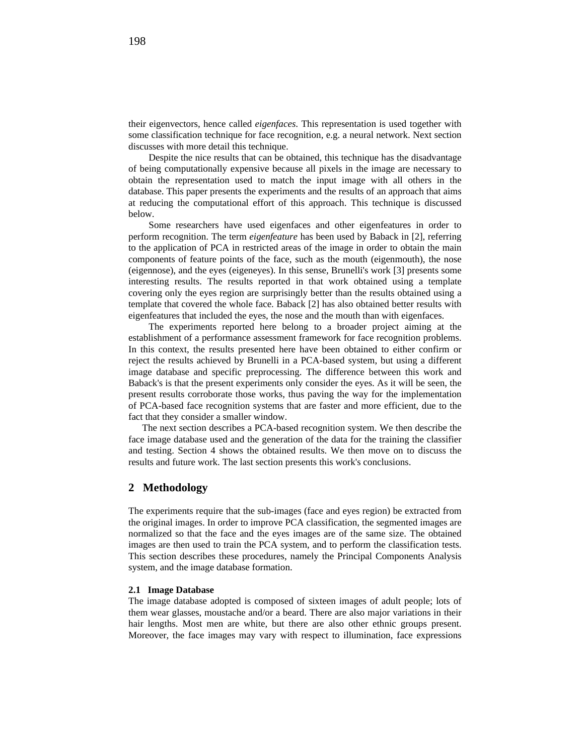their eigenvectors, hence called *eigenfaces*. This representation is used together with some classification technique for face recognition, e.g. a neural network. Next section discusses with more detail this technique.

Despite the nice results that can be obtained, this technique has the disadvantage of being computationally expensive because all pixels in the image are necessary to obtain the representation used to match the input image with all others in the database. This paper presents the experiments and the results of an approach that aims at reducing the computational effort of this approach. This technique is discussed below.

Some researchers have used eigenfaces and other eigenfeatures in order to perform recognition. The term *eigenfeature* has been used by Baback in [2], referring to the application of PCA in restricted areas of the image in order to obtain the main components of feature points of the face, such as the mouth (eigenmouth), the nose (eigennose), and the eyes (eigeneyes). In this sense, Brunelli's work [3] presents some interesting results. The results reported in that work obtained using a template covering only the eyes region are surprisingly better than the results obtained using a template that covered the whole face. Baback [2] has also obtained better results with eigenfeatures that included the eyes, the nose and the mouth than with eigenfaces.

The experiments reported here belong to a broader project aiming at the establishment of a performance assessment framework for face recognition problems. In this context, the results presented here have been obtained to either confirm or reject the results achieved by Brunelli in a PCA-based system, but using a different image database and specific preprocessing. The difference between this work and Baback's is that the present experiments only consider the eyes. As it will be seen, the present results corroborate those works, thus paving the way for the implementation of PCA-based face recognition systems that are faster and more efficient, due to the fact that they consider a smaller window.

The next section describes a PCA-based recognition system. We then describe the face image database used and the generation of the data for the training the classifier and testing. Section 4 shows the obtained results. We then move on to discuss the results and future work. The last section presents this work's conclusions.

## 2 Methodology

The experiments require that the sub-images (face and eyes region) be extracted from the original images. In order to improve PCA classification, the segmented images are normalized so that the face and the eyes images are of the same size. The obtained images are then used to train the PCA system, and to perform the classification tests. This section describes these procedures, namely the Principal Components Analysis system, and the image database formation.

### 2.1 Image Database

The image database adopted is composed of sixteen images of adult people; lots of them wear glasses, moustache and/or a beard. There are also major variations in their hair lengths. Most men are white, but there are also other ethnic groups present. Moreover, the face images may vary with respect to illumination, face expressions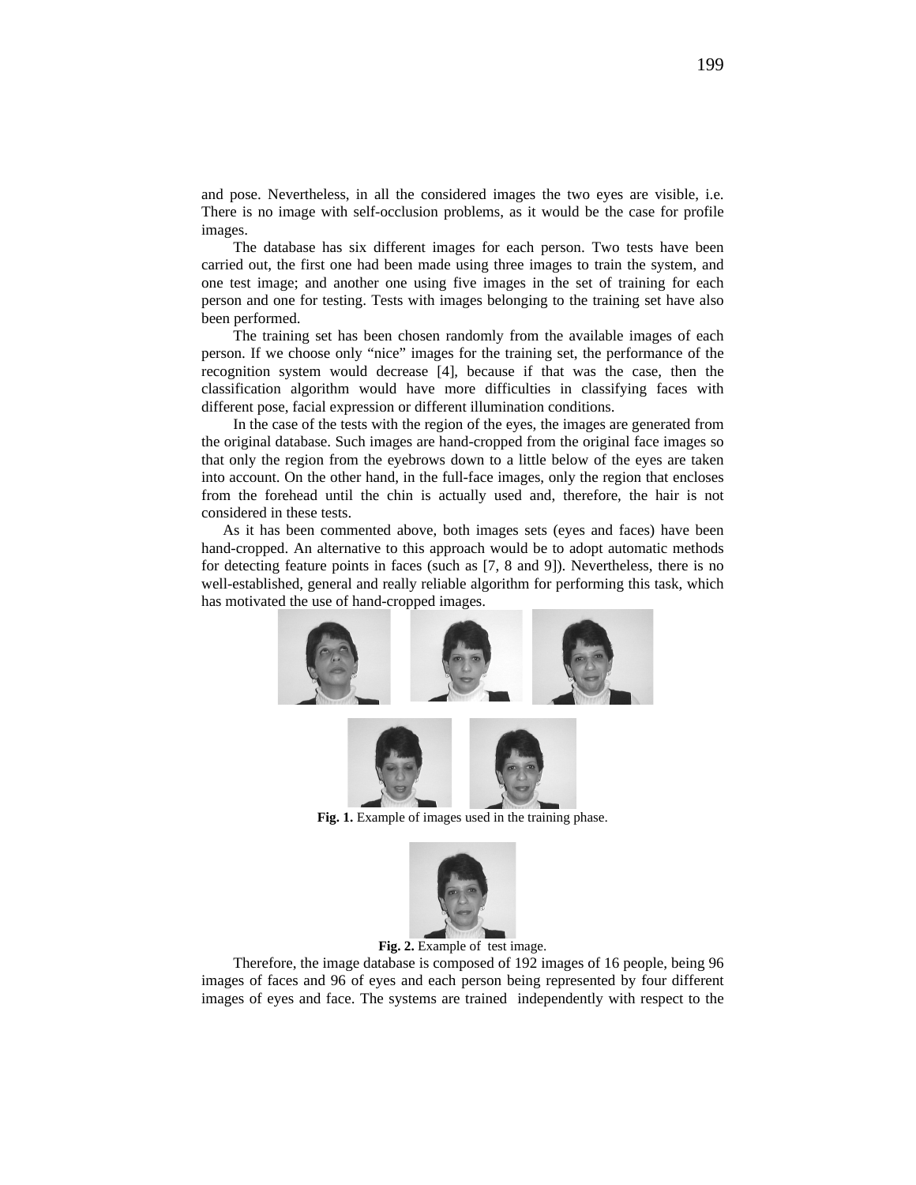and pose. Nevertheless, in all the considered images the two eyes are visible, i.e. There is no image with self-occlusion problems, as it would be the case for profile images.

The database has six different images for each person. Two tests have been carried out, the first one had been made using three images to train the system, and one test image; and another one using five images in the set of training for each person and one for testing. Tests with images belonging to the training set have also been performed.

The training set has been chosen randomly from the available images of each person. If we choose only "nice" images for the training set, the performance of the recognition system would decrease [4], because if that was the case, then the classification algorithm would have more difficulties in classifying faces with different pose, facial expression or different illumination conditions.

In the case of the tests with the region of the eyes, the images are generated from the original database. Such images are hand-cropped from the original face images so that only the region from the eyebrows down to a little below of the eyes are taken into account. On the other hand, in the full-face images, only the region that encloses from the forehead until the chin is actually used and, therefore, the hair is not considered in these tests.

As it has been commented above, both images sets (eyes and faces) have been hand-cropped. An alternative to this approach would be to adopt automatic methods for detecting feature points in faces (such as [7, 8 and 9]). Nevertheless, there is no well-established, general and really reliable algorithm for performing this task, which has motivated the use of hand-cropped images.

**Fig. 1.** Example of images used in the training phase.

**Fig. 2.** Example of test image.

Therefore, the image database is composed of 192 images of 16 people, being 96 images of faces and 96 of eyes and each person being represented by four different images of eyes and face. The systems are trained independently with respect to the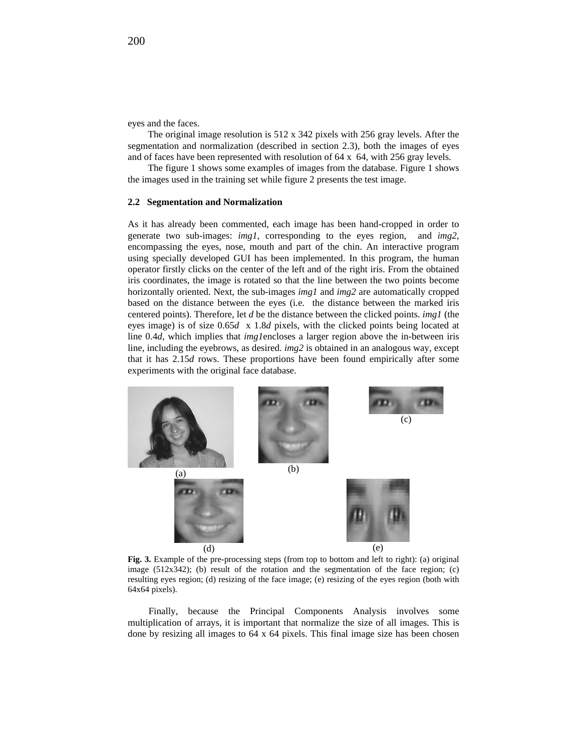eyes and the faces.

The original image resolution is 512 x 342 pixels with 256 gray levels. After the segmentation and normalization (described in section 2.3), both the images of eyes and of faces have been represented with resolution of 64 x 64, with 256 gray levels.

The figure 1 shows some examples of images from the database. Figure 1 shows the images used in the training set while figure 2 presents the test image.

### 2.2 Segmentation and Normalization

As it has already been commented, each image has been hand-cropped in order to generate two sub-images: *img1*, corresponding to the eyes region, and *img2*, encompassing the eyes, nose, mouth and part of the chin. An interactive program using specially developed GUI has been implemented. In this program, the human operator firstly clicks on the center of the left and of the right iris. From the obtained iris coordinates, the image is rotated so that the line between the two points become horizontally oriented. Next, the sub-images *img1* and *img2* are automatically cropped based on the distance between the eyes (i.e. the distance between the marked iris centered points). Therefore, let *d* be the distance between the clicked points. *img1* (the eyes image) is of size 0.65*d* x 1.8*d* pixels, with the clicked points being located at line 0.4*d*, which implies that *img1*encloses a larger region above the in-between iris line, including the eyebrows, as desired. *img2* is obtained in an analogous way, except that it has 2.15*d* rows. These proportions have been found empirically after some experiments with the original face database.

(a) (b) (c) (d) (e)

**Fig. 3.** Example of the pre-processing steps (from top to bottom and left to right): (a) original image (512x342); (b) result of the rotation and the segmentation of the face region; (c) resulting eyes region; (d) resizing of the face image; (e) resizing of the eyes region (both with 64x64 pixels).

Finally, because the Principal Components Analysis involves some multiplication of arrays, it is important that normalize the size of all images. This is done by resizing all images to 64 x 64 pixels. This final image size has been chosen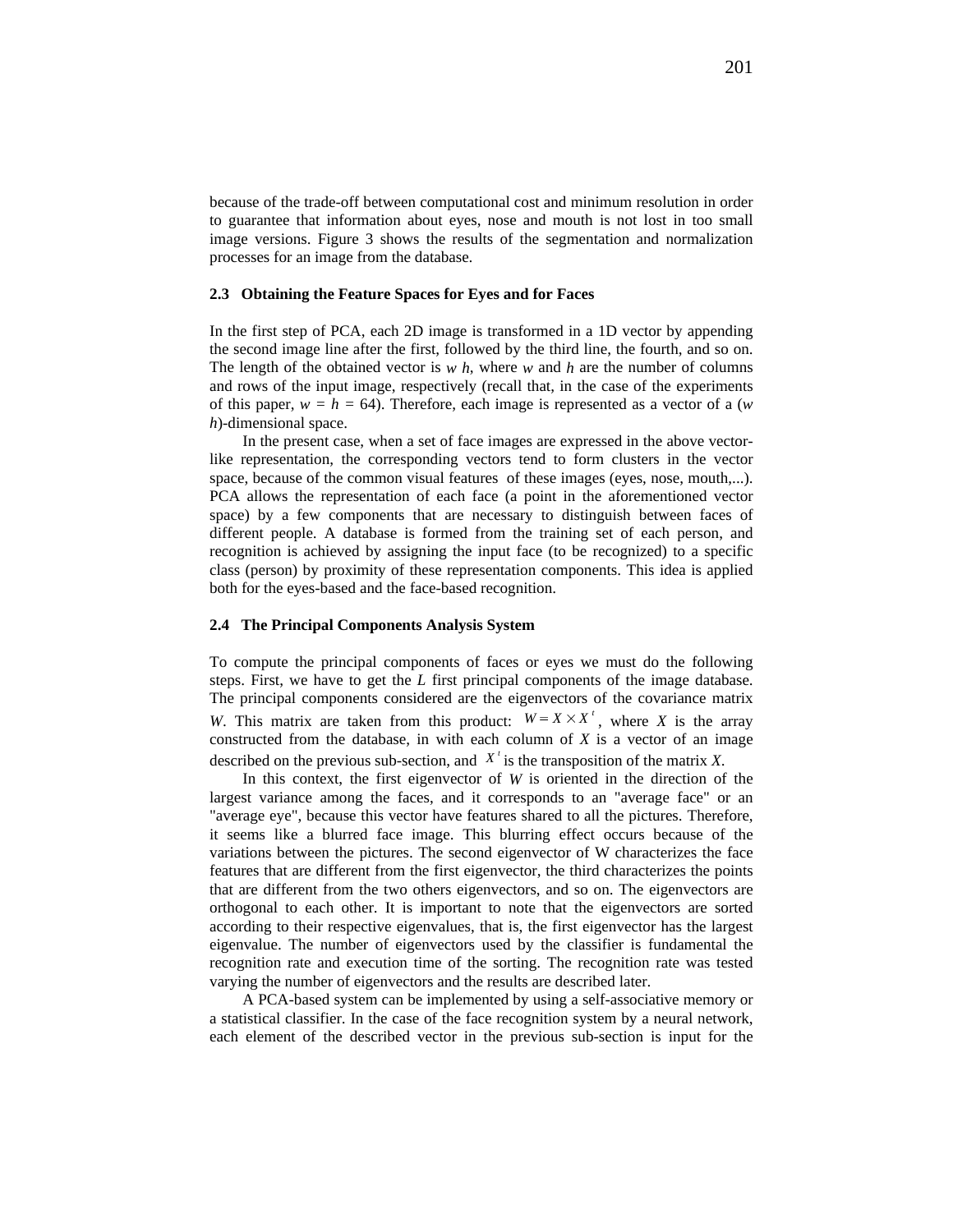because of the trade-off between computational cost and minimum resolution in order to guarantee that information about eyes, nose and mouth is not lost in too small image versions. Figure 3 shows the results of the segmentation and normalization processes for an image from the database.

### 2.3 Obtaining the Feature Spaces for Eyes and for Faces

In the first step of PCA, each 2D image is transformed in a 1D vector by appending the second image line after the first, followed by the third line, the fourth, and so on. The length of the obtained vector is $w\ h$, where $w$ and $h$ are the number of columns and rows of the input image, respectively (recall that, in the case of the experiments of this paper, $w = h = 64$). Therefore, each image is represented as a vector of a ($w\ h$)-dimensional space.

In the present case, when a set of face images are expressed in the above vector-like representation, the corresponding vectors tend to form clusters in the vector space, because of the common visual features of these images (eyes, nose, mouth,...). PCA allows the representation of each face (a point in the aforementioned vector space) by a few components that are necessary to distinguish between faces of different people. A database is formed from the training set of each person, and recognition is achieved by assigning the input face (to be recognized) to a specific class (person) by proximity of these representation components. This idea is applied both for the eyes-based and the face-based recognition.

### 2.4 The Principal Components Analysis System

To compute the principal components of faces or eyes we must do the following steps. First, we have to get the $L$ first principal components of the image database. The principal components considered are the eigenvectors of the covariance matrix $W$. This matrix are taken from this product: $W = X \times X^t$, where $X$ is the array constructed from the database, in with each column of $X$ is a vector of an image described on the previous sub-section, and $X^t$ is the transposition of the matrix $X$.

In this context, the first eigenvector of $W$ is oriented in the direction of the largest variance among the faces, and it corresponds to an "average face" or an "average eye", because this vector have features shared to all the pictures. Therefore, it seems like a blurred face image. This blurring effect occurs because of the variations between the pictures. The second eigenvector of W characterizes the face features that are different from the first eigenvector, the third characterizes the points that are different from the two others eigenvectors, and so on. The eigenvectors are orthogonal to each other. It is important to note that the eigenvectors are sorted according to their respective eigenvalues, that is, the first eigenvector has the largest eigenvalue. The number of eigenvectors used by the classifier is fundamental the recognition rate and execution time of the sorting. The recognition rate was tested varying the number of eigenvectors and the results are described later.

A PCA-based system can be implemented by using a self-associative memory or a statistical classifier. In the case of the face recognition system by a neural network, each element of the described vector in the previous sub-section is input for the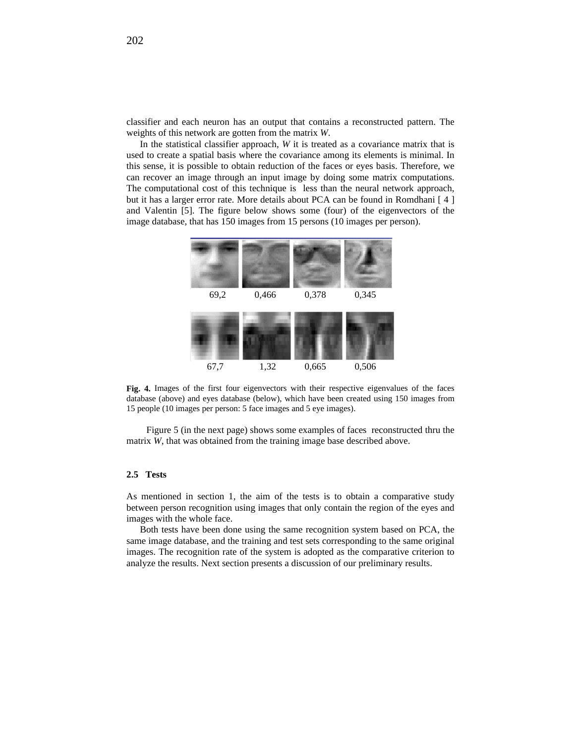classifier and each neuron has an output that contains a reconstructed pattern. The weights of this network are gotten from the matrix *W*.

In the statistical classifier approach, *W* it is treated as a covariance matrix that is used to create a spatial basis where the covariance among its elements is minimal. In this sense, it is possible to obtain reduction of the faces or eyes basis. Therefore, we can recover an image through an input image by doing some matrix computations. The computational cost of this technique is less than the neural network approach, but it has a larger error rate. More details about PCA can be found in Romdhani [ 4 ] and Valentin [5]. The figure below shows some (four) of the eigenvectors of the image database, that has 150 images from 15 persons (10 images per person).

69,2 0,466 0,378 0,345

67,7 1,32 0,665 0,506

**Fig. 4.** Images of the first four eigenvectors with their respective eigenvalues of the faces database (above) and eyes database (below), which have been created using 150 images from 15 people (10 images per person: 5 face images and 5 eye images).

Figure 5 (in the next page) shows some examples of faces reconstructed thru the matrix *W*, that was obtained from the training image base described above.

### 2.5 Tests

As mentioned in section 1, the aim of the tests is to obtain a comparative study between person recognition using images that only contain the region of the eyes and images with the whole face.

Both tests have been done using the same recognition system based on PCA, the same image database, and the training and test sets corresponding to the same original images. The recognition rate of the system is adopted as the comparative criterion to analyze the results. Next section presents a discussion of our preliminary results.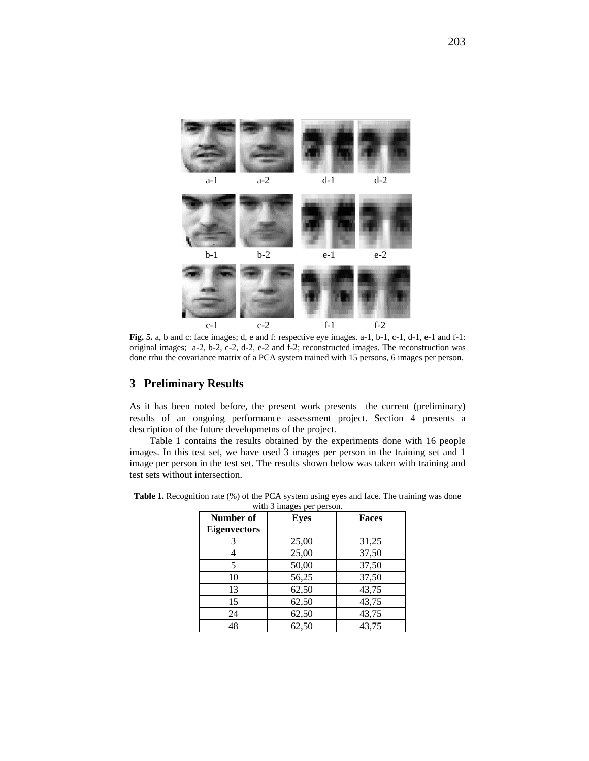a-1 a-2 d-1 d-2

b-1 b-2 e-1 e-2

c-1 c-2 f-1 f-2

**Fig. 5.** a, b and c: face images; d, e and f: respective eye images. a-1, b-1, c-1, d-1, e-1 and f-1: original images; a-2, b-2, c-2, d-2, e-2 and f-2; reconstructed images. The reconstruction was done trhu the covariance matrix of a PCA system trained with 15 persons, 6 images per person.

## 3 Preliminary Results

As it has been noted before, the present work presents the current (preliminary) results of an ongoing performance assessment project. Section 4 presents a description of the future developmetns of the project.

Table 1 contains the results obtained by the experiments done with 16 people images. In this test set, we have used 3 images per person in the training set and 1 image per person in the test set. The results shown below was taken with training and test sets without intersection.

**Table 1.** Recognition rate (%) of the PCA system using eyes and face. The training was done with 3 images per person.

| Number of Eigenvectors | Eyes | Faces |
|---|---|---|
| 3 | 25,00 | 31,25 |
| 4 | 25,00 | 37,50 |
| 5 | 50,00 | 37,50 |
| 10 | 56,25 | 37,50 |
| 13 | 62,50 | 43,75 |
| 15 | 62,50 | 43,75 |
| 24 | 62,50 | 43,75 |
| 48 | 62,50 | 43,75 |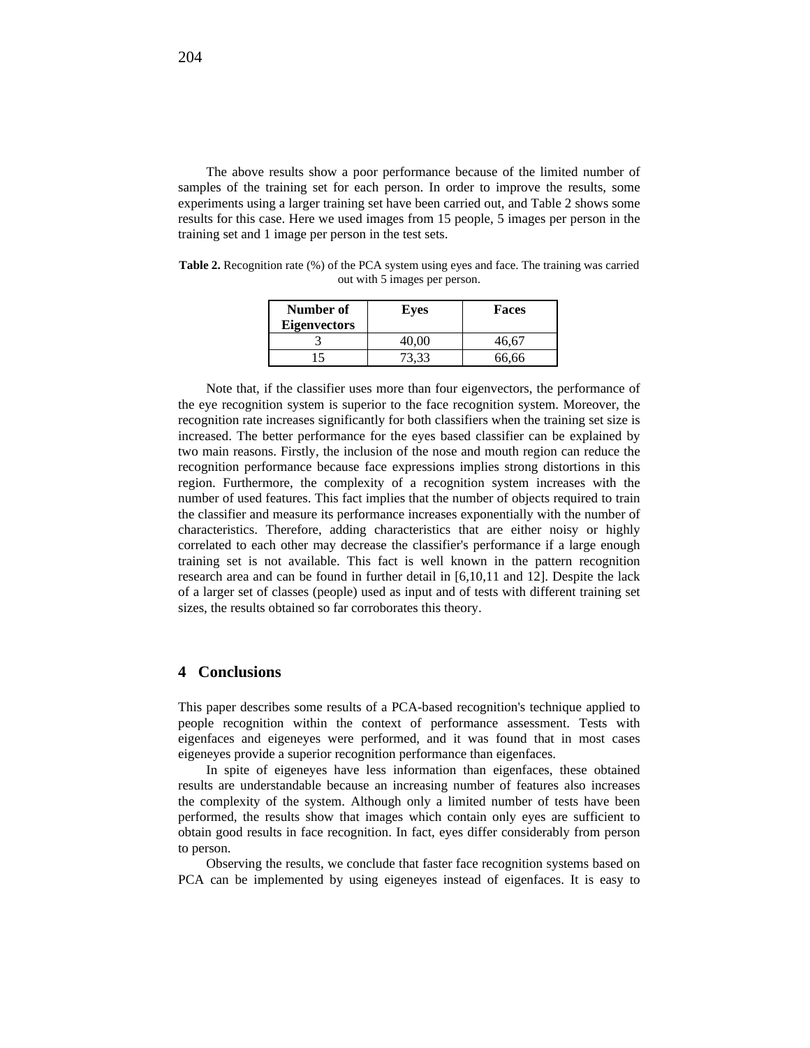The above results show a poor performance because of the limited number of samples of the training set for each person. In order to improve the results, some experiments using a larger training set have been carried out, and Table 2 shows some results for this case. Here we used images from 15 people, 5 images per person in the training set and 1 image per person in the test sets.

**Table 2.** Recognition rate (%) of the PCA system using eyes and face. The training was carried out with 5 images per person.

| Number of Eigenvectors | Eyes | Faces |
|---|---|---|
| 3 | 40,00 | 46,67 |
| 15 | 73,33 | 66,66 |

Note that, if the classifier uses more than four eigenvectors, the performance of the eye recognition system is superior to the face recognition system. Moreover, the recognition rate increases significantly for both classifiers when the training set size is increased. The better performance for the eyes based classifier can be explained by two main reasons. Firstly, the inclusion of the nose and mouth region can reduce the recognition performance because face expressions implies strong distortions in this region. Furthermore, the complexity of a recognition system increases with the number of used features. This fact implies that the number of objects required to train the classifier and measure its performance increases exponentially with the number of characteristics. Therefore, adding characteristics that are either noisy or highly correlated to each other may decrease the classifier's performance if a large enough training set is not available. This fact is well known in the pattern recognition research area and can be found in further detail in [6,10,11 and 12]. Despite the lack of a larger set of classes (people) used as input and of tests with different training set sizes, the results obtained so far corroborates this theory.

## 4 Conclusions

This paper describes some results of a PCA-based recognition's technique applied to people recognition within the context of performance assessment. Tests with eigenfaces and eigeneyes were performed, and it was found that in most cases eigeneyes provide a superior recognition performance than eigenfaces.

In spite of eigeneyes have less information than eigenfaces, these obtained results are understandable because an increasing number of features also increases the complexity of the system. Although only a limited number of tests have been performed, the results show that images which contain only eyes are sufficient to obtain good results in face recognition. In fact, eyes differ considerably from person to person.

Observing the results, we conclude that faster face recognition systems based on PCA can be implemented by using eigeneyes instead of eigenfaces. It is easy to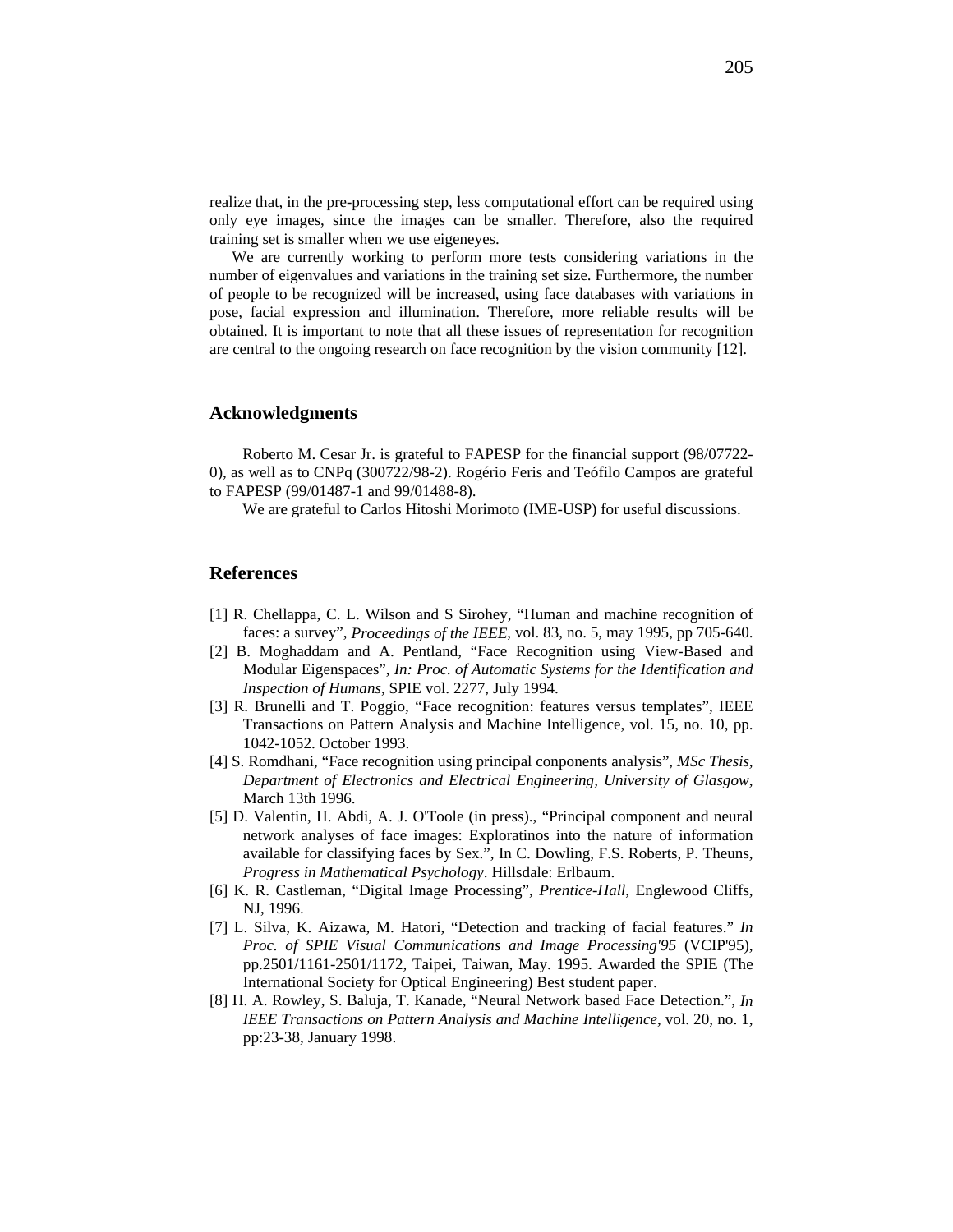realize that, in the pre-processing step, less computational effort can be required using only eye images, since the images can be smaller. Therefore, also the required training set is smaller when we use eigeneyes.

We are currently working to perform more tests considering variations in the number of eigenvalues and variations in the training set size. Furthermore, the number of people to be recognized will be increased, using face databases with variations in pose, facial expression and illumination. Therefore, more reliable results will be obtained. It is important to note that all these issues of representation for recognition are central to the ongoing research on face recognition by the vision community [12].

## Acknowledgments

Roberto M. Cesar Jr. is grateful to FAPESP for the financial support (98/07722-0), as well as to CNPq (300722/98-2). Rogério Feris and Teófilo Campos are grateful to FAPESP (99/01487-1 and 99/01488-8).

We are grateful to Carlos Hitoshi Morimoto (IME-USP) for useful discussions.

## References

[1] R. Chellappa, C. L. Wilson and S Sirohey, "Human and machine recognition of faces: a survey", *Proceedings of the IEEE*, vol. 83, no. 5, may 1995, pp 705-640.

[2] B. Moghaddam and A. Pentland, "Face Recognition using View-Based and Modular Eigenspaces", *In: Proc. of Automatic Systems for the Identification and Inspection of Humans*, SPIE vol. 2277, July 1994.

[3] R. Brunelli and T. Poggio, "Face recognition: features versus templates", IEEE Transactions on Pattern Analysis and Machine Intelligence, vol. 15, no. 10, pp. 1042-1052. October 1993.

[4] S. Romdhani, "Face recognition using principal conponents analysis", *MSc Thesis, Department of Electronics and Electrical Engineering, University of Glasgow*, March 13th 1996.

[5] D. Valentin, H. Abdi, A. J. O'Toole (in press)., "Principal component and neural network analyses of face images: Exploratinos into the nature of information available for classifying faces by Sex.", In C. Dowling, F.S. Roberts, P. Theuns, *Progress in Mathematical Psychology*. Hillsdale: Erlbaum.

[6] K. R. Castleman, "Digital Image Processing", *Prentice-Hall*, Englewood Cliffs, NJ, 1996.

[7] L. Silva, K. Aizawa, M. Hatori, "Detection and tracking of facial features." *In Proc. of SPIE Visual Communications and Image Processing'95* (VCIP'95), pp.2501/1161-2501/1172, Taipei, Taiwan, May. 1995. Awarded the SPIE (The International Society for Optical Engineering) Best student paper.

[8] H. A. Rowley, S. Baluja, T. Kanade, "Neural Network based Face Detection.", *In IEEE Transactions on Pattern Analysis and Machine Intelligence*, vol. 20, no. 1, pp:23-38, January 1998.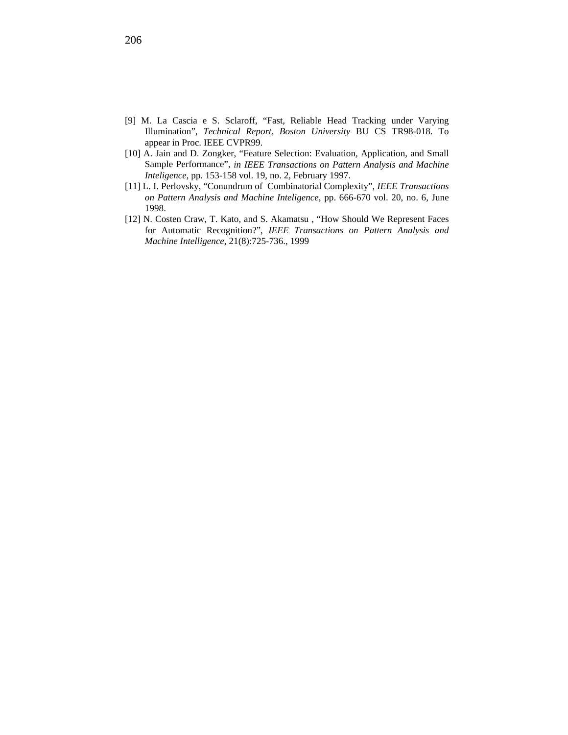[9] M. La Cascia e S. Sclaroff, "Fast, Reliable Head Tracking under Varying Illumination", *Technical Report*, *Boston University* BU CS TR98-018. To appear in Proc. IEEE CVPR99.

[10] A. Jain and D. Zongker, "Feature Selection: Evaluation, Application, and Small Sample Performance", *in IEEE Transactions on Pattern Analysis and Machine Inteligence*, pp. 153-158 vol. 19, no. 2, February 1997.

[11] L. I. Perlovsky, "Conundrum of Combinatorial Complexity", *IEEE Transactions on Pattern Analysis and Machine Inteligence*, pp. 666-670 vol. 20, no. 6, June 1998.

[12] N. Costen Craw, T. Kato, and S. Akamatsu , "How Should We Represent Faces for Automatic Recognition?", *IEEE Transactions on Pattern Analysis and Machine Intelligence*, 21(8):725-736., 1999